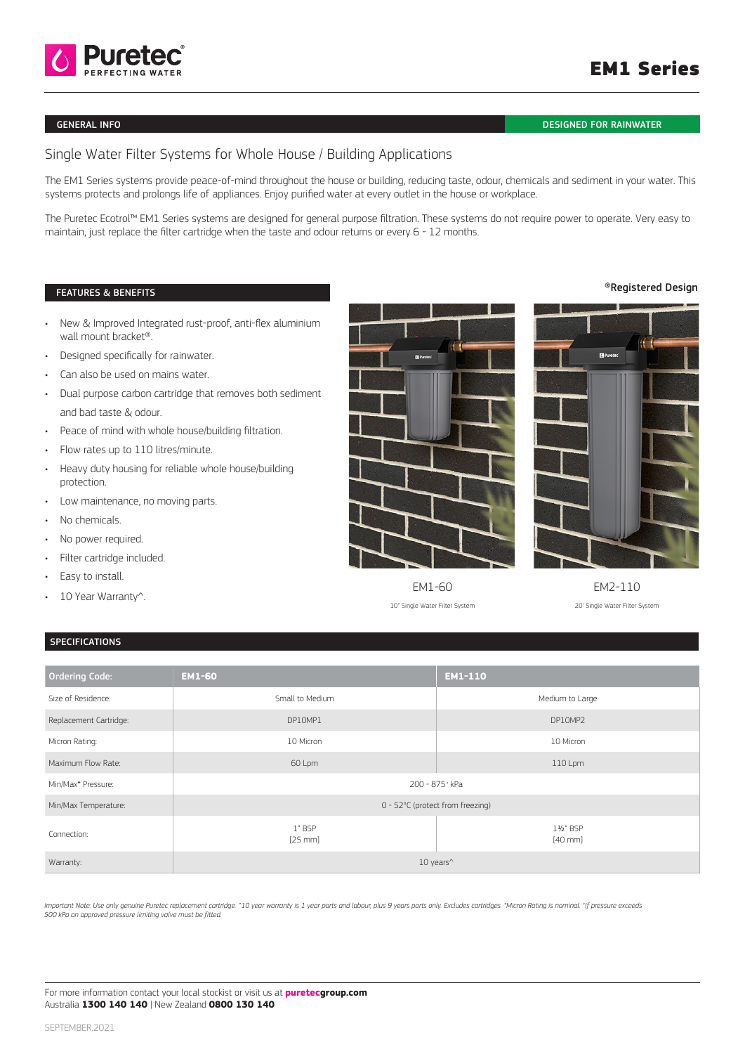# EM1 Series

## GENERAL INFO

DESIGNED FOR RAINWATER

### Single Water Filter Systems for Whole House / Building Applications

The EM1 Series systems provide peace-of-mind throughout the house or building, reducing taste, odour, chemicals and sediment in your water. This systems protects and prolongs life of appliances. Enjoy purified water at every outlet in the house or workplace.

The Puretec Ecotrol™ EM1 Series systems are designed for general purpose filtration. These systems do not require power to operate. Very easy to maintain, just replace the filter cartridge when the taste and odour returns or every 6 - 12 months.

## FEATURES & BENEFITS

- New & Improved Integrated rust-proof, anti-flex aluminium wall mount bracket®.
- Designed specifically for rainwater.
- Can also be used on mains water.
- Dual purpose carbon cartridge that removes both sediment and bad taste & odour.
- Peace of mind with whole house/building filtration.
- Flow rates up to 110 litres/minute.
- Heavy duty housing for reliable whole house/building protection.
- Low maintenance, no moving parts.
- No chemicals.
- No power required.
- Filter cartridge included.
- Easy to install.
- 10 Year Warranty^.

®Registered Design

EM1-60

10" Single Water Filter System

EM2-110

20" Single Water Filter System

## SPECIFICATIONS

| Ordering Code: | EM1-60 | EM1-110 |
|---|---|---|
| Size of Residence: | Small to Medium | Medium to Large |
| Replacement Cartridge: | DP10MP1 | DP10MP2 |
| Micron Rating: | 10 Micron | 10 Micron |
| Maximum Flow Rate: | 60 Lpm | 110 Lpm |
| Min/Max* Pressure: | 200 - 875⁺ kPa | |
| Min/Max Temperature: | 0 - 52°C (protect from freezing) | |
| Connection: | 1" BSP [25 mm] | 1½" BSP [40 mm] |
| Warranty: | 10 years^ | |

*Important Note: Use only genuine Puretec replacement cartridge. ^10 year warranty is 1 year parts and labour, plus 9 years parts only. Excludes cartridges. *Micron Rating is nominal. ⁺If pressure exceeds 500 kPa an approved pressure limiting valve must be fitted.*

For more information contact your local stockist or visit us at **puretecgroup.com**
Australia **1300 140 140** | New Zealand **0800 130 140**

SEPTEMBER.2021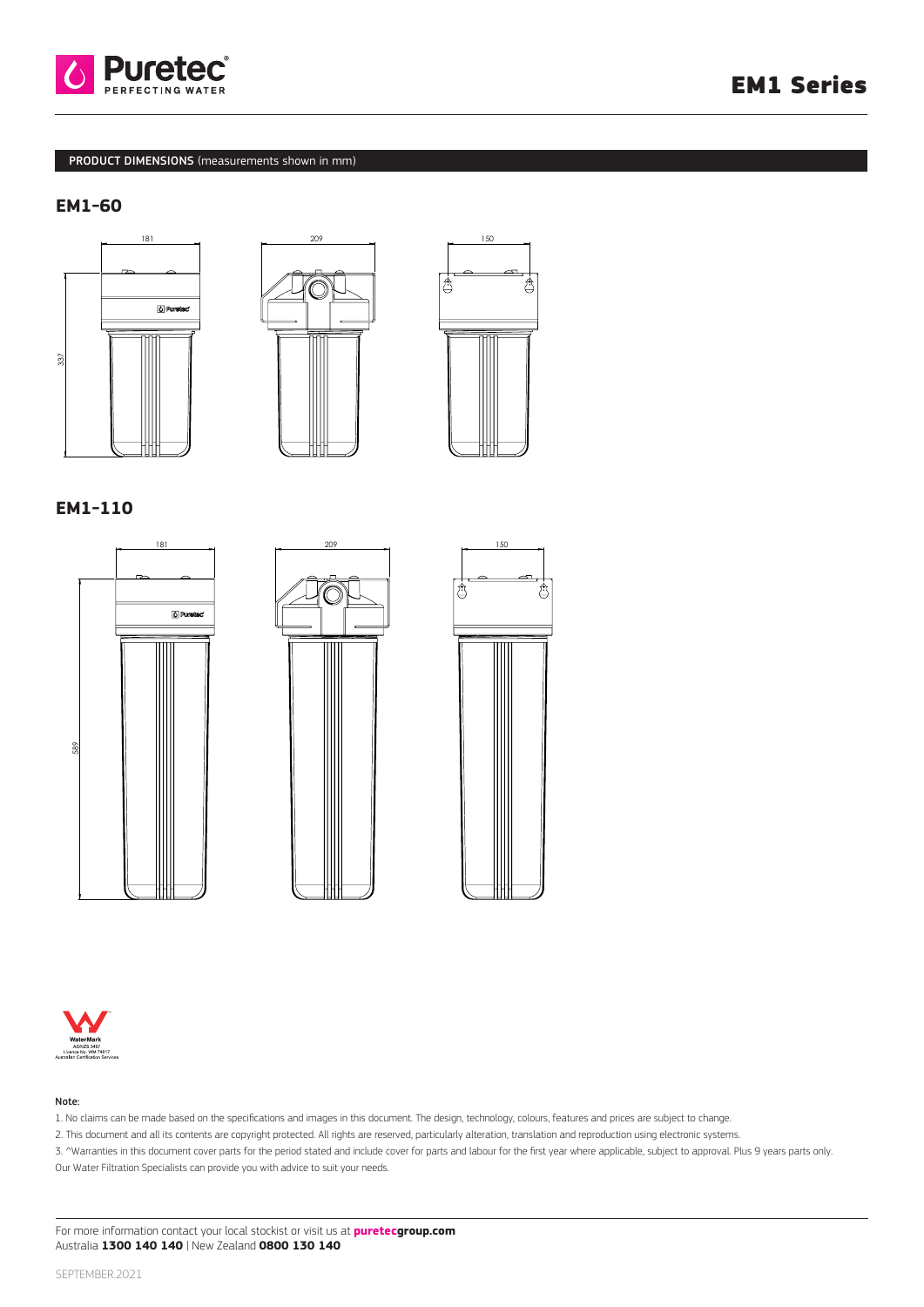## PRODUCT DIMENSIONS (measurements shown in mm)

### EM1-60

181

209

150

337

### EM1-110

181

209

150

589

WaterMark
AS/NZS 3497
Licence No. WM 74617
Australian Certification Services

Note:

1. No claims can be made based on the specifications and images in this document. The design, technology, colours, features and prices are subject to change.
2. This document and all its contents are copyright protected. All rights are reserved, particularly alteration, translation and reproduction using electronic systems.
3. ^Warranties in this document cover parts for the period stated and include cover for parts and labour for the first year where applicable, subject to approval. Plus 9 years parts only.

Our Water Filtration Specialists can provide you with advice to suit your needs.

For more information contact your local stockist or visit us at **puretecgroup.com**
Australia **1300 140 140** | New Zealand **0800 130 140**

SEPTEMBER.2021